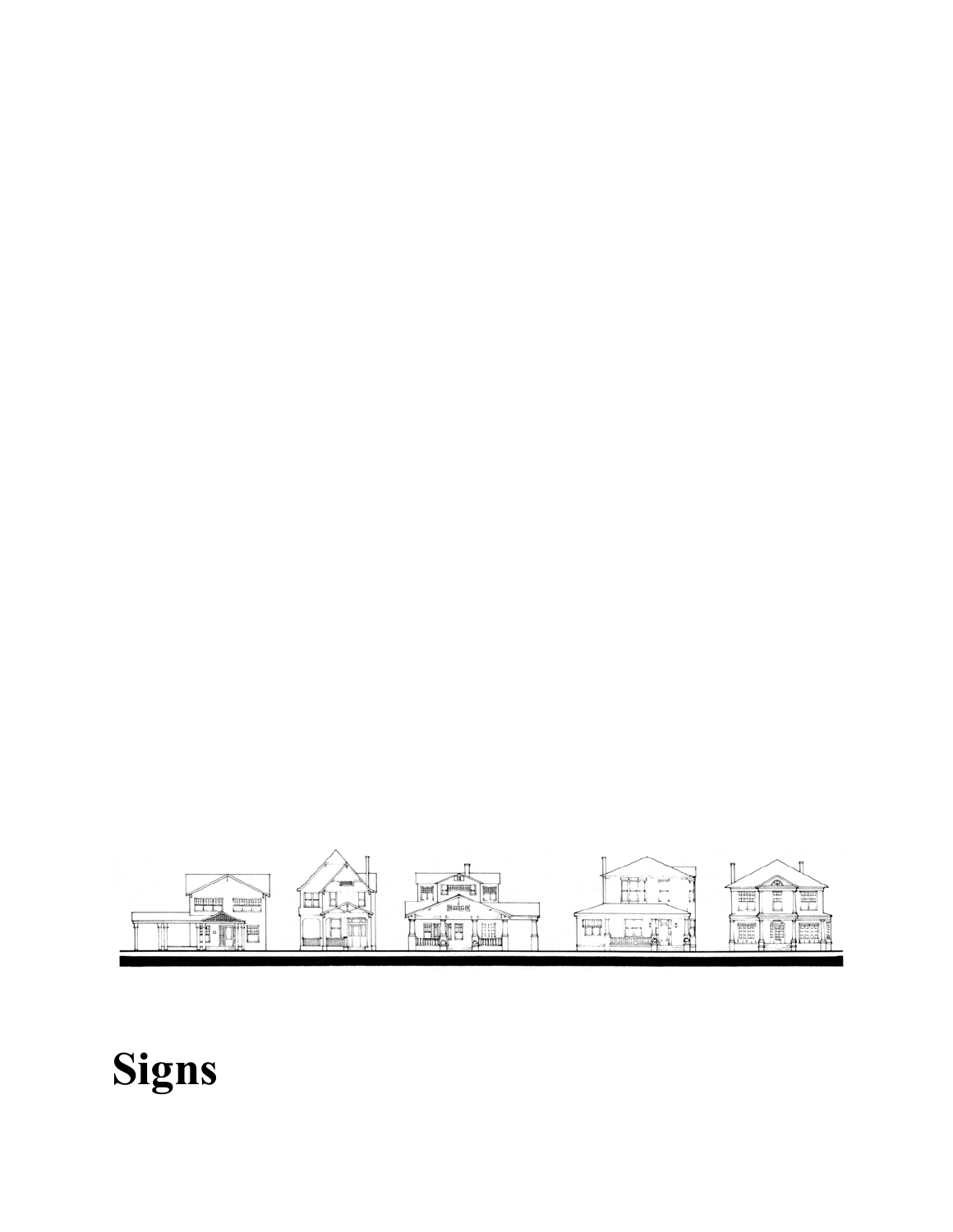# Signs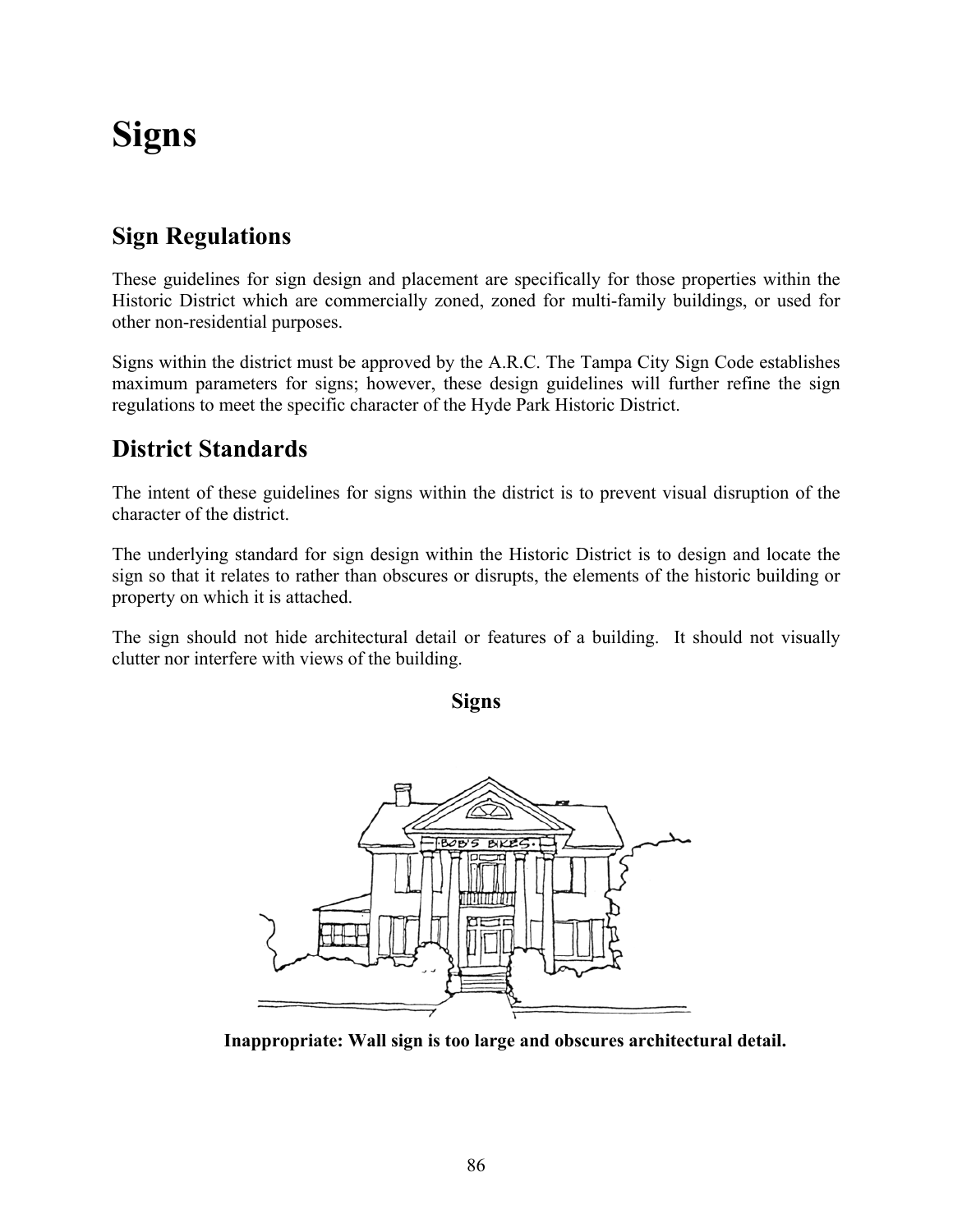# Signs

## Sign Regulations

These guidelines for sign design and placement are specifically for those properties within the Historic District which are commercially zoned, zoned for multi-family buildings, or used for other non-residential purposes.

Signs within the district must be approved by the A.R.C. The Tampa City Sign Code establishes maximum parameters for signs; however, these design guidelines will further refine the sign regulations to meet the specific character of the Hyde Park Historic District.

## District Standards

The intent of these guidelines for signs within the district is to prevent visual disruption of the character of the district.

The underlying standard for sign design within the Historic District is to design and locate the sign so that it relates to rather than obscures or disrupts, the elements of the historic building or property on which it is attached.

The sign should not hide architectural detail or features of a building. It should not visually clutter nor interfere with views of the building.

**Signs**

**Inappropriate: Wall sign is too large and obscures architectural detail.**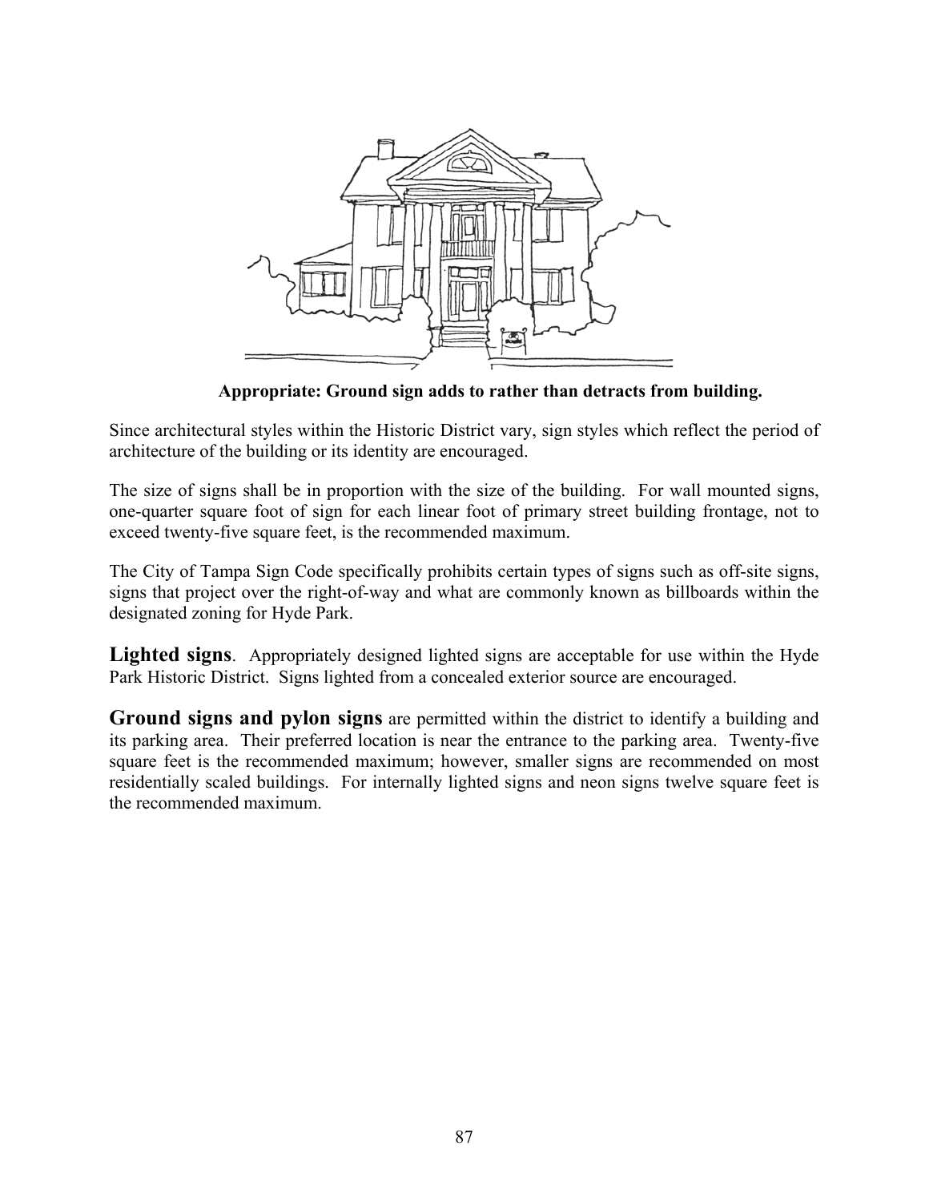**Appropriate: Ground sign adds to rather than detracts from building.**

Since architectural styles within the Historic District vary, sign styles which reflect the period of architecture of the building or its identity are encouraged.

The size of signs shall be in proportion with the size of the building. For wall mounted signs, one-quarter square foot of sign for each linear foot of primary street building frontage, not to exceed twenty-five square feet, is the recommended maximum.

The City of Tampa Sign Code specifically prohibits certain types of signs such as off-site signs, signs that project over the right-of-way and what are commonly known as billboards within the designated zoning for Hyde Park.

**Lighted signs**. Appropriately designed lighted signs are acceptable for use within the Hyde Park Historic District. Signs lighted from a concealed exterior source are encouraged.

**Ground signs and pylon signs** are permitted within the district to identify a building and its parking area. Their preferred location is near the entrance to the parking area. Twenty-five square feet is the recommended maximum; however, smaller signs are recommended on most residentially scaled buildings. For internally lighted signs and neon signs twelve square feet is the recommended maximum.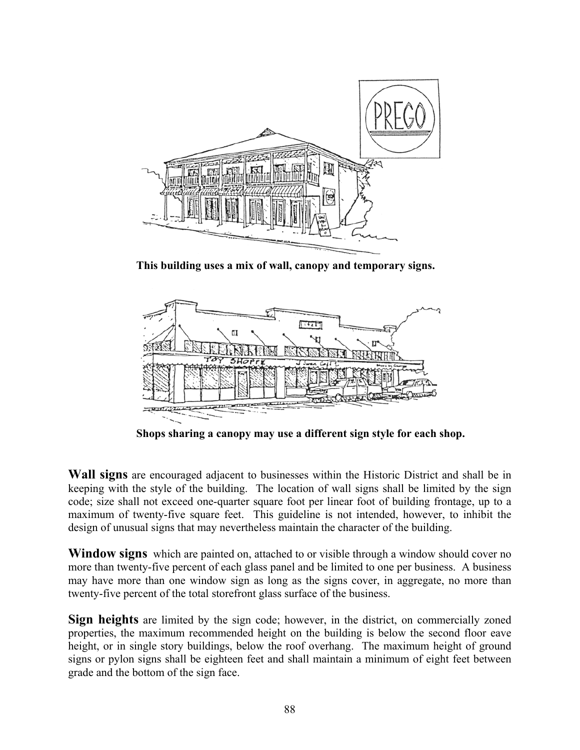**This building uses a mix of wall, canopy and temporary signs.**

**Shops sharing a canopy may use a different sign style for each shop.**

**Wall signs** are encouraged adjacent to businesses within the Historic District and shall be in keeping with the style of the building. The location of wall signs shall be limited by the sign code; size shall not exceed one-quarter square foot per linear foot of building frontage, up to a maximum of twenty-five square feet. This guideline is not intended, however, to inhibit the design of unusual signs that may nevertheless maintain the character of the building.

**Window signs** which are painted on, attached to or visible through a window should cover no more than twenty-five percent of each glass panel and be limited to one per business. A business may have more than one window sign as long as the signs cover, in aggregate, no more than twenty-five percent of the total storefront glass surface of the business.

**Sign heights** are limited by the sign code; however, in the district, on commercially zoned properties, the maximum recommended height on the building is below the second floor eave height, or in single story buildings, below the roof overhang. The maximum height of ground signs or pylon signs shall be eighteen feet and shall maintain a minimum of eight feet between grade and the bottom of the sign face.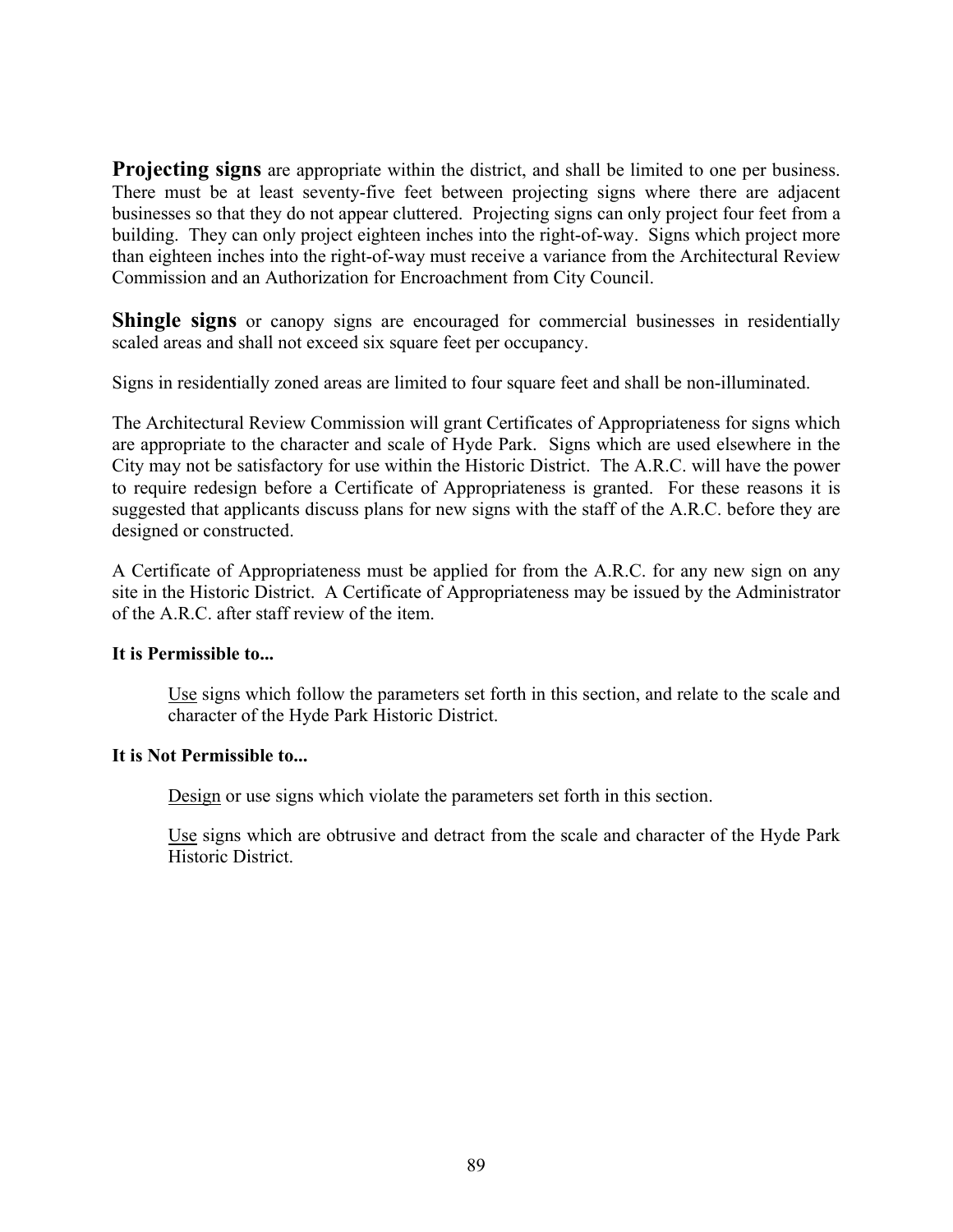**Projecting signs** are appropriate within the district, and shall be limited to one per business. There must be at least seventy-five feet between projecting signs where there are adjacent businesses so that they do not appear cluttered. Projecting signs can only project four feet from a building. They can only project eighteen inches into the right-of-way. Signs which project more than eighteen inches into the right-of-way must receive a variance from the Architectural Review Commission and an Authorization for Encroachment from City Council.

**Shingle signs** or canopy signs are encouraged for commercial businesses in residentially scaled areas and shall not exceed six square feet per occupancy.

Signs in residentially zoned areas are limited to four square feet and shall be non-illuminated.

The Architectural Review Commission will grant Certificates of Appropriateness for signs which are appropriate to the character and scale of Hyde Park. Signs which are used elsewhere in the City may not be satisfactory for use within the Historic District. The A.R.C. will have the power to require redesign before a Certificate of Appropriateness is granted. For these reasons it is suggested that applicants discuss plans for new signs with the staff of the A.R.C. before they are designed or constructed.

A Certificate of Appropriateness must be applied for from the A.R.C. for any new sign on any site in the Historic District. A Certificate of Appropriateness may be issued by the Administrator of the A.R.C. after staff review of the item.

**It is Permissible to...**

> Use signs which follow the parameters set forth in this section, and relate to the scale and character of the Hyde Park Historic District.

**It is Not Permissible to...**

> Design or use signs which violate the parameters set forth in this section.
>
> Use signs which are obtrusive and detract from the scale and character of the Hyde Park Historic District.